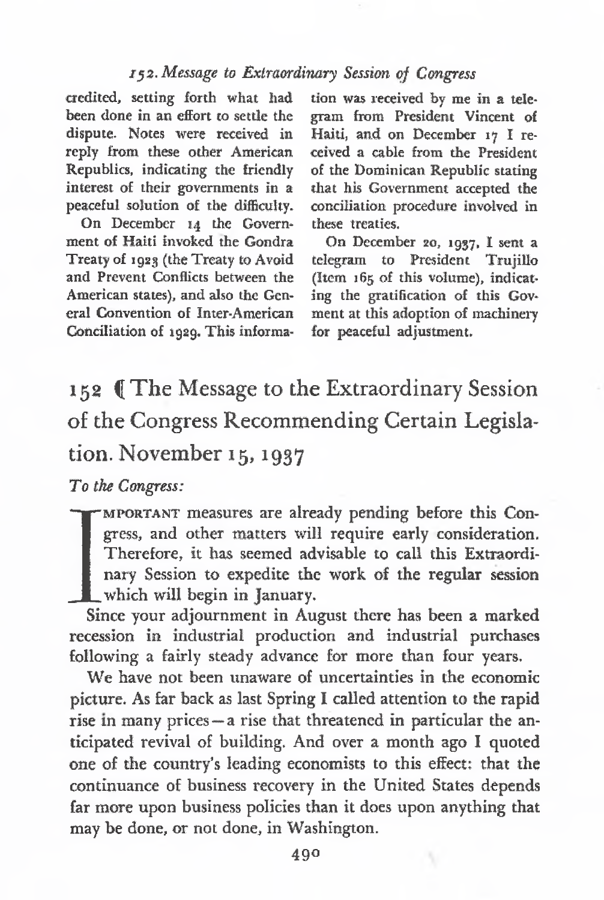credited, setting forth what had been done in an effort to settle the dispute. Notes were received in reply from these other American Republics, indicating the friendly interest of their governments in a peaceful solution of the difficulty.

On December 14 the Government of Haiti invoked the Gondra Treaty of 1923 (the Treaty to Avoid and Prevent Conflicts between the American states), and also the General Convention of Inter-American Conciliation of 1929. This information was received by me in a telegram from President Vincent of Haiti, and on December 17 I received a cable from the President of the Dominican Republic stating that his Government accepted the conciliation procedure involved in these treaties.

On December 20, 1937, I sent a telegram to President Trujillo (Item 165 of this volume), indicating the gratification of this Government at this adoption of machinery for peaceful adjustment.

# 152 ¶ The Message to the Extraordinary Session of the Congress Recommending Certain Legislation. November 15, 1937

*To the Congress:*

IMPORTANT measures are already pending before this Congress, and other matters will require early consideration. Therefore, it has seemed advisable to call this Extraordinary Session to expedite the work of the regular session which will begin in January.

Since your adjournment in August there has been a marked recession in industrial production and industrial purchases following a fairly steady advance for more than four years.

We have not been unaware of uncertainties in the economic picture. As far back as last Spring I called attention to the rapid rise in many prices—a rise that threatened in particular the anticipated revival of building. And over a month ago I quoted one of the country's leading economists to this effect: that the continuance of business recovery in the United States depends far more upon business policies than it does upon anything that may be done, or not done, in Washington.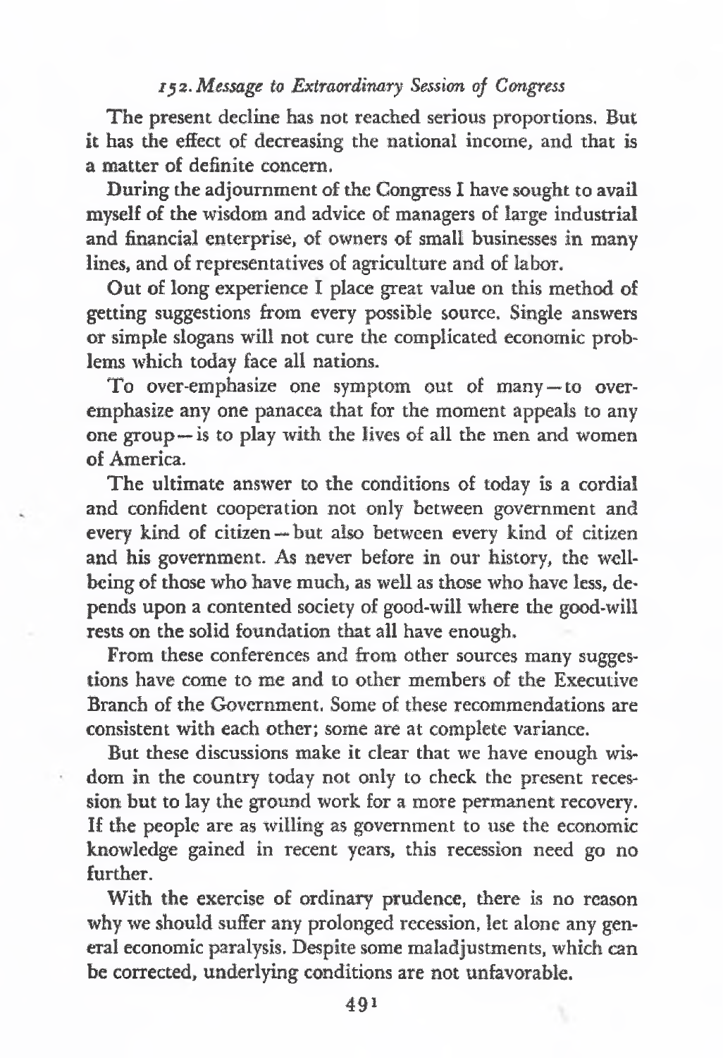The present decline has not reached serious proportions. But it has the effect of decreasing the national income, and that is a matter of definite concern.

During the adjournment of the Congress I have sought to avail myself of the wisdom and advice of managers of large industrial and financial enterprise, of owners of small businesses in many lines, and of representatives of agriculture and of labor.

Out of long experience I place great value on this method of getting suggestions from every possible source. Single answers or simple slogans will not cure the complicated economic problems which today face all nations.

To over-emphasize one symptom out of many—to over-emphasize any one panacea that for the moment appeals to any one group—is to play with the lives of all the men and women of America.

The ultimate answer to the conditions of today is a cordial and confident cooperation not only between government and every kind of citizen—but also between every kind of citizen and his government. As never before in our history, the well-being of those who have much, as well as those who have less, depends upon a contented society of good-will where the good-will rests on the solid foundation that all have enough.

From these conferences and from other sources many suggestions have come to me and to other members of the Executive Branch of the Government. Some of these recommendations are consistent with each other; some are at complete variance.

But these discussions make it clear that we have enough wisdom in the country today not only to check the present recession but to lay the ground work for a more permanent recovery. If the people are as willing as government to use the economic knowledge gained in recent years, this recession need go no further.

With the exercise of ordinary prudence, there is no reason why we should suffer any prolonged recession, let alone any general economic paralysis. Despite some maladjustments, which can be corrected, underlying conditions are not unfavorable.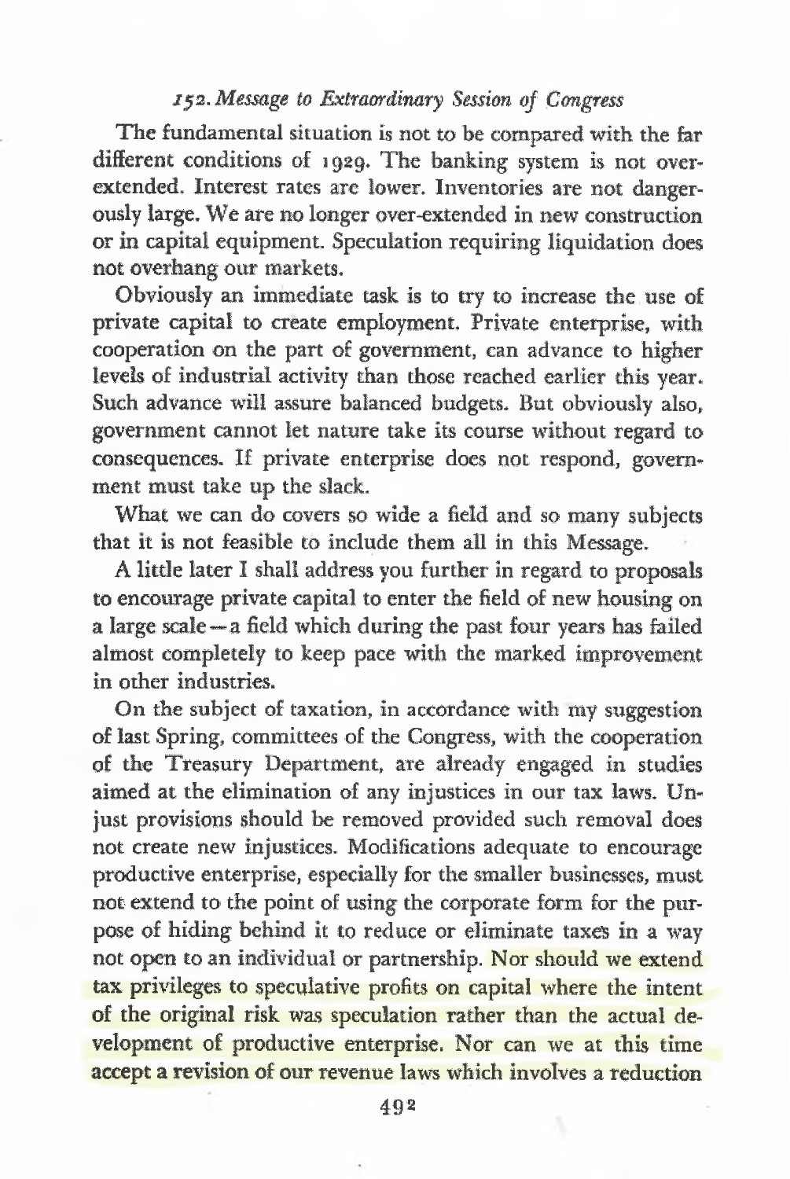The fundamental situation is not to be compared with the far different conditions of 1929. The banking system is not over-extended. Interest rates are lower. Inventories are not dangerously large. We are no longer over-extended in new construction or in capital equipment. Speculation requiring liquidation does not overhang our markets.

Obviously an immediate task is to try to increase the use of private capital to create employment. Private enterprise, with cooperation on the part of government, can advance to higher levels of industrial activity than those reached earlier this year. Such advance will assure balanced budgets. But obviously also, government cannot let nature take its course without regard to consequences. If private enterprise does not respond, government must take up the slack.

What we can do covers so wide a field and so many subjects that it is not feasible to include them all in this Message.

A little later I shall address you further in regard to proposals to encourage private capital to enter the field of new housing on a large scale—a field which during the past four years has failed almost completely to keep pace with the marked improvement in other industries.

On the subject of taxation, in accordance with my suggestion of last Spring, committees of the Congress, with the cooperation of the Treasury Department, are already engaged in studies aimed at the elimination of any injustices in our tax laws. Unjust provisions should be removed provided such removal does not create new injustices. Modifications adequate to encourage productive enterprise, especially for the smaller businesses, must not extend to the point of using the corporate form for the purpose of hiding behind it to reduce or eliminate taxes in a way not open to an individual or partnership. Nor should we extend tax privileges to speculative profits on capital where the intent of the original risk was speculation rather than the actual development of productive enterprise. Nor can we at this time accept a revision of our revenue laws which involves a reduction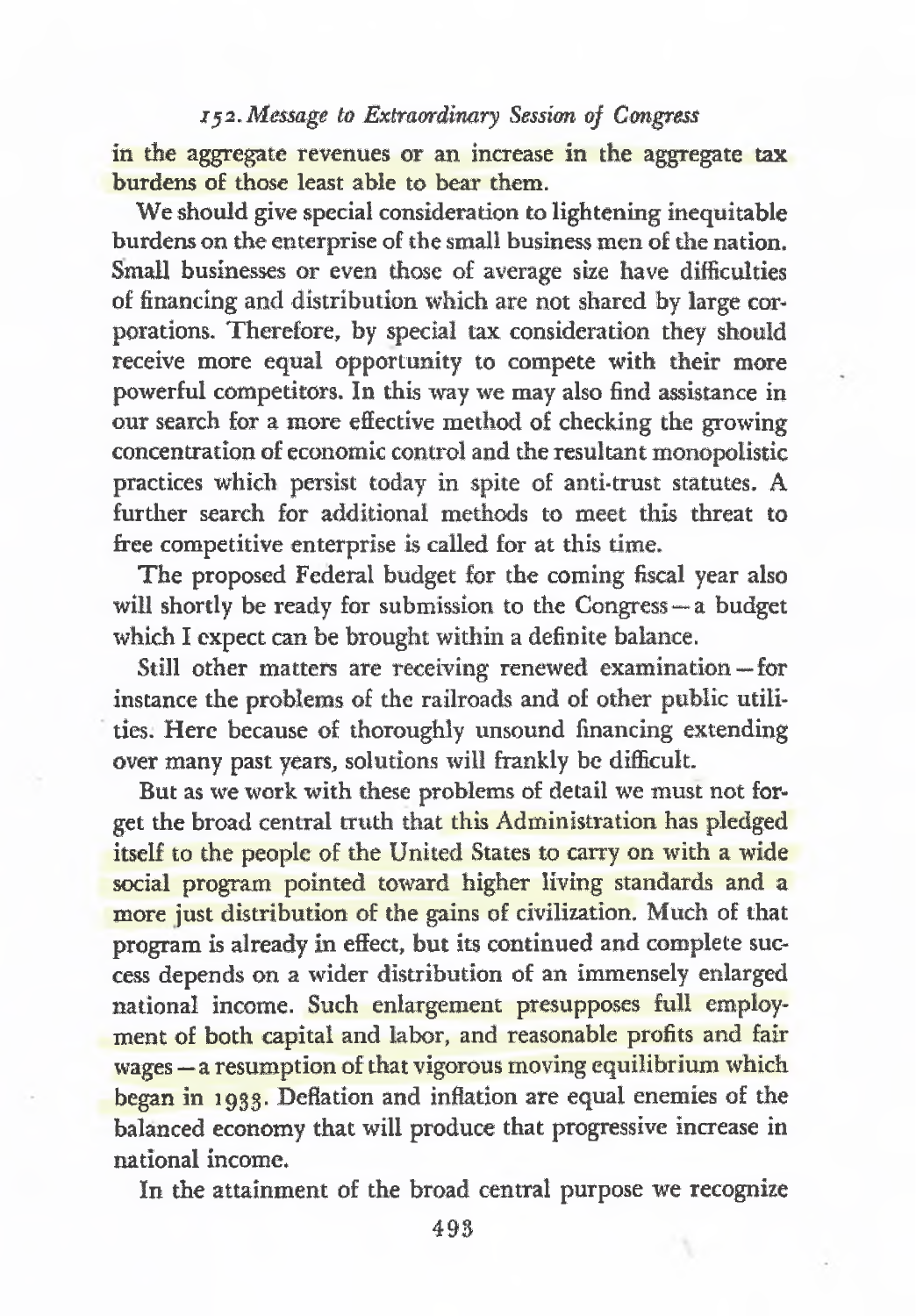in the aggregate revenues or an increase in the aggregate tax burdens of those least able to bear them.

We should give special consideration to lightening inequitable burdens on the enterprise of the small business men of the nation. Small businesses or even those of average size have difficulties of financing and distribution which are not shared by large corporations. Therefore, by special tax consideration they should receive more equal opportunity to compete with their more powerful competitors. In this way we may also find assistance in our search for a more effective method of checking the growing concentration of economic control and the resultant monopolistic practices which persist today in spite of anti-trust statutes. A further search for additional methods to meet this threat to free competitive enterprise is called for at this time.

The proposed Federal budget for the coming fiscal year also will shortly be ready for submission to the Congress—a budget which I expect can be brought within a definite balance.

Still other matters are receiving renewed examination—for instance the problems of the railroads and of other public utilities. Here because of thoroughly unsound financing extending over many past years, solutions will frankly be difficult.

But as we work with these problems of detail we must not forget the broad central truth that this Administration has pledged itself to the people of the United States to carry on with a wide social program pointed toward higher living standards and a more just distribution of the gains of civilization. Much of that program is already in effect, but its continued and complete success depends on a wider distribution of an immensely enlarged national income. Such enlargement presupposes full employment of both capital and labor, and reasonable profits and fair wages—a resumption of that vigorous moving equilibrium which began in 1933. Deflation and inflation are equal enemies of the balanced economy that will produce that progressive increase in national income.

In the attainment of the broad central purpose we recognize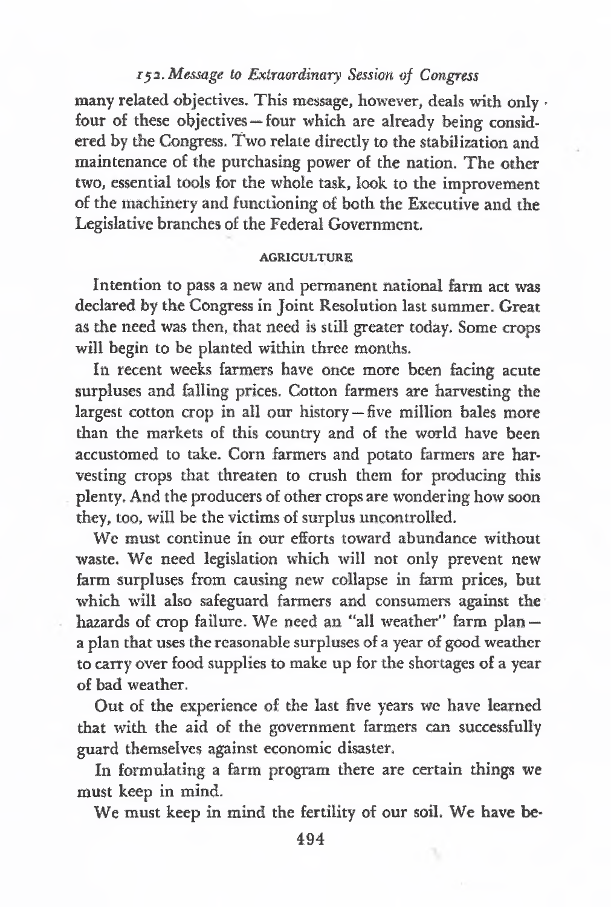many related objectives. This message, however, deals with only four of these objectives—four which are already being considered by the Congress. Two relate directly to the stabilization and maintenance of the purchasing power of the nation. The other two, essential tools for the whole task, look to the improvement of the machinery and functioning of both the Executive and the Legislative branches of the Federal Government.

### AGRICULTURE

Intention to pass a new and permanent national farm act was declared by the Congress in Joint Resolution last summer. Great as the need was then, that need is still greater today. Some crops will begin to be planted within three months.

In recent weeks farmers have once more been facing acute surpluses and falling prices. Cotton farmers are harvesting the largest cotton crop in all our history—five million bales more than the markets of this country and of the world have been accustomed to take. Corn farmers and potato farmers are harvesting crops that threaten to crush them for producing this plenty. And the producers of other crops are wondering how soon they, too, will be the victims of surplus uncontrolled.

We must continue in our efforts toward abundance without waste. We need legislation which will not only prevent new farm surpluses from causing new collapse in farm prices, but which will also safeguard farmers and consumers against the hazards of crop failure. We need an "all weather" farm plan—a plan that uses the reasonable surpluses of a year of good weather to carry over food supplies to make up for the shortages of a year of bad weather.

Out of the experience of the last five years we have learned that with the aid of the government farmers can successfully guard themselves against economic disaster.

In formulating a farm program there are certain things we must keep in mind.

We must keep in mind the fertility of our soil. We have be-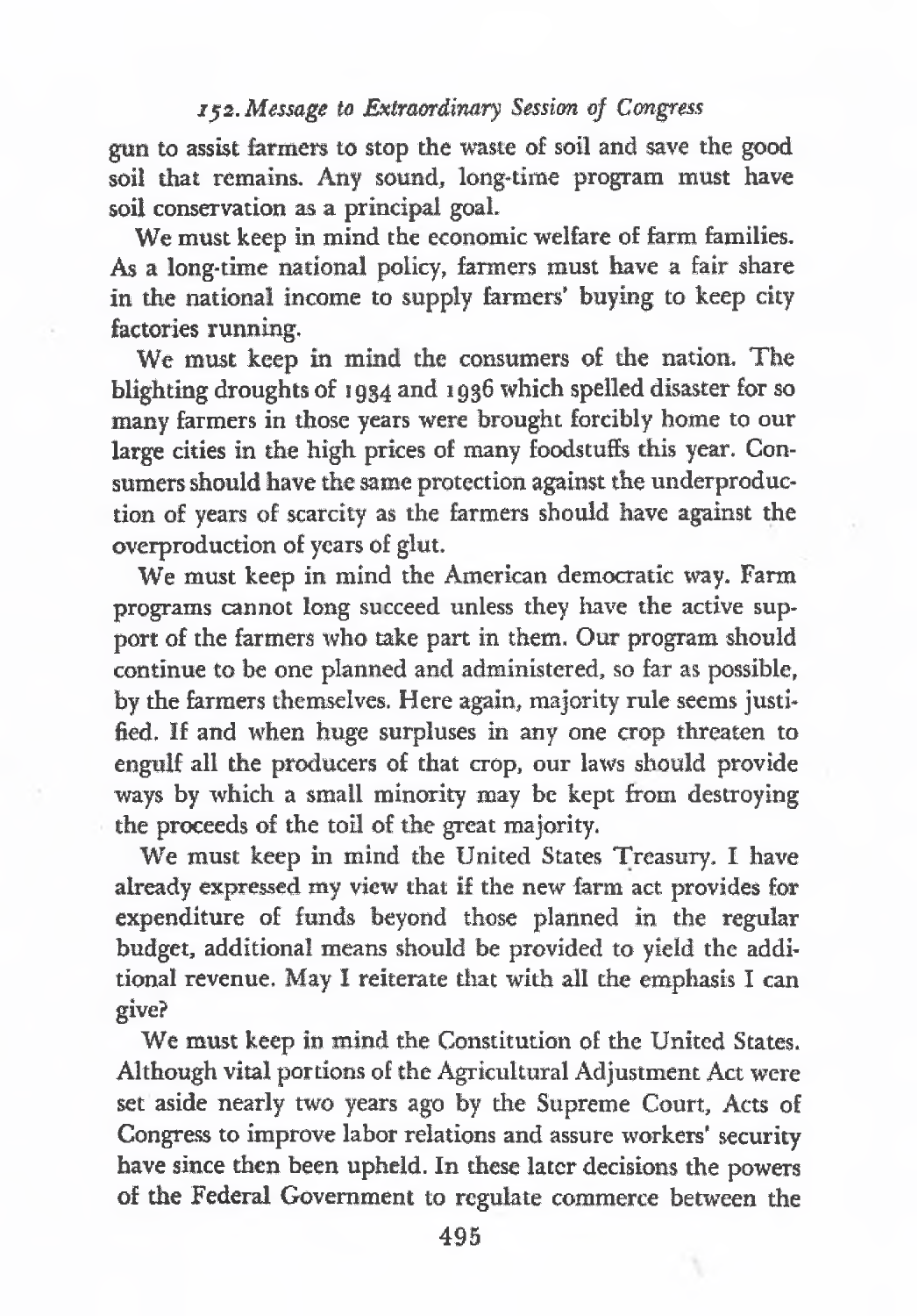gun to assist farmers to stop the waste of soil and save the good soil that remains. Any sound, long-time program must have soil conservation as a principal goal.

We must keep in mind the economic welfare of farm families. As a long-time national policy, farmers must have a fair share in the national income to supply farmers' buying to keep city factories running.

We must keep in mind the consumers of the nation. The blighting droughts of 1934 and 1936 which spelled disaster for so many farmers in those years were brought forcibly home to our large cities in the high prices of many foodstuffs this year. Consumers should have the same protection against the underproduction of years of scarcity as the farmers should have against the overproduction of years of glut.

We must keep in mind the American democratic way. Farm programs cannot long succeed unless they have the active support of the farmers who take part in them. Our program should continue to be one planned and administered, so far as possible, by the farmers themselves. Here again, majority rule seems justified. If and when huge surpluses in any one crop threaten to engulf all the producers of that crop, our laws should provide ways by which a small minority may be kept from destroying the proceeds of the toil of the great majority.

We must keep in mind the United States Treasury. I have already expressed my view that if the new farm act provides for expenditure of funds beyond those planned in the regular budget, additional means should be provided to yield the additional revenue. May I reiterate that with all the emphasis I can give?

We must keep in mind the Constitution of the United States. Although vital portions of the Agricultural Adjustment Act were set aside nearly two years ago by the Supreme Court, Acts of Congress to improve labor relations and assure workers' security have since then been upheld. In these later decisions the powers of the Federal Government to regulate commerce between the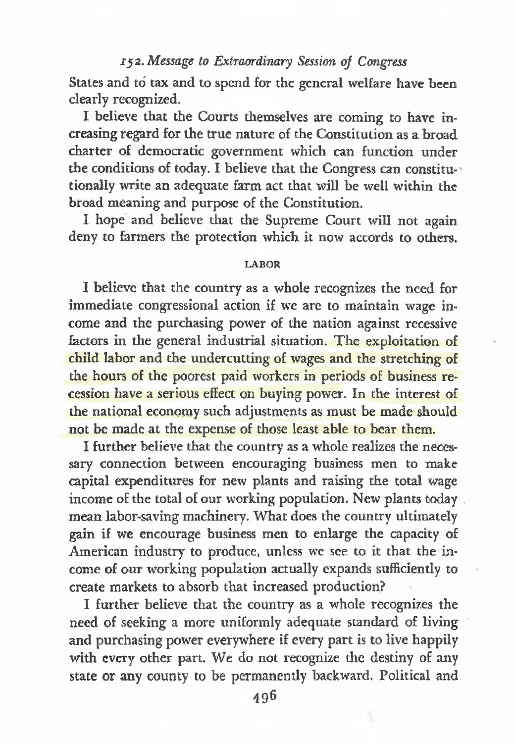States and to tax and to spend for the general welfare have been clearly recognized.

I believe that the Courts themselves are coming to have increasing regard for the true nature of the Constitution as a broad charter of democratic government which can function under the conditions of today. I believe that the Congress can constitutionally write an adequate farm act that will be well within the broad meaning and purpose of the Constitution.

I hope and believe that the Supreme Court will not again deny to farmers the protection which it now accords to others.

### LABOR

I believe that the country as a whole recognizes the need for immediate congressional action if we are to maintain wage income and the purchasing power of the nation against recessive factors in the general industrial situation. The exploitation of child labor and the undercutting of wages and the stretching of the hours of the poorest paid workers in periods of business recession have a serious effect on buying power. In the interest of the national economy such adjustments as must be made should not be made at the expense of those least able to bear them.

I further believe that the country as a whole realizes the necessary connection between encouraging business men to make capital expenditures for new plants and raising the total wage income of the total of our working population. New plants today mean labor-saving machinery. What does the country ultimately gain if we encourage business men to enlarge the capacity of American industry to produce, unless we see to it that the income of our working population actually expands sufficiently to create markets to absorb that increased production?

I further believe that the country as a whole recognizes the need of seeking a more uniformly adequate standard of living and purchasing power everywhere if every part is to live happily with every other part. We do not recognize the destiny of any state or any county to be permanently backward. Political and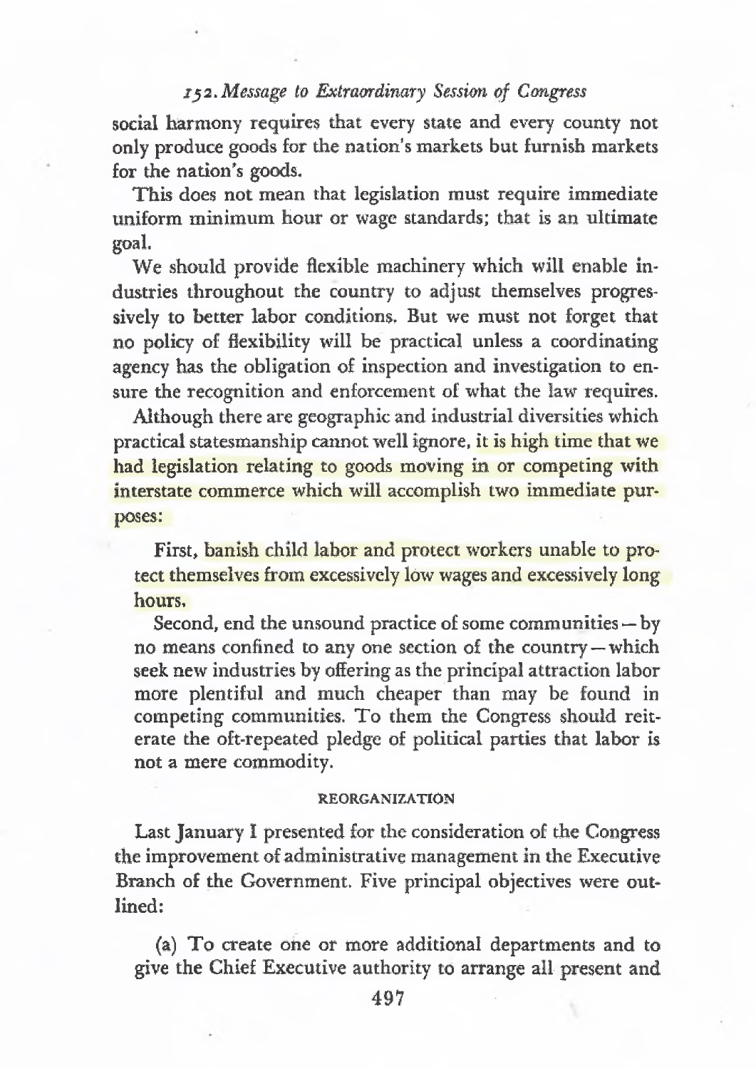social harmony requires that every state and every county not only produce goods for the nation's markets but furnish markets for the nation's goods.

This does not mean that legislation must require immediate uniform minimum hour or wage standards; that is an ultimate goal.

We should provide flexible machinery which will enable industries throughout the country to adjust themselves progressively to better labor conditions. But we must not forget that no policy of flexibility will be practical unless a coordinating agency has the obligation of inspection and investigation to ensure the recognition and enforcement of what the law requires.

Although there are geographic and industrial diversities which practical statesmanship cannot well ignore, it is high time that we had legislation relating to goods moving in or competing with interstate commerce which will accomplish two immediate purposes:

First, banish child labor and protect workers unable to protect themselves from excessively low wages and excessively long hours.

Second, end the unsound practice of some communities — by no means confined to any one section of the country — which seek new industries by offering as the principal attraction labor more plentiful and much cheaper than may be found in competing communities. To them the Congress should reiterate the oft-repeated pledge of political parties that labor is not a mere commodity.

## REORGANIZATION

Last January I presented for the consideration of the Congress the improvement of administrative management in the Executive Branch of the Government. Five principal objectives were outlined:

(a) To create one or more additional departments and to give the Chief Executive authority to arrange all present and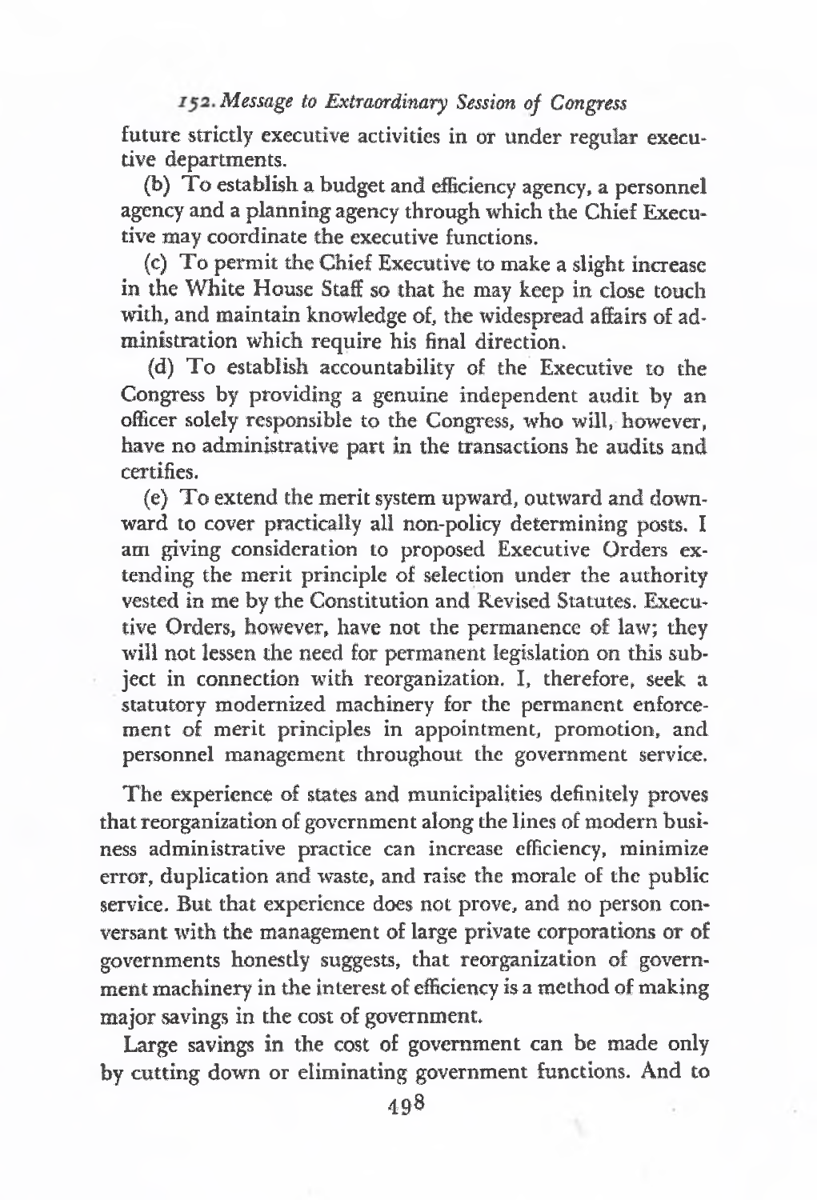future strictly executive activities in or under regular executive departments.

(b) To establish a budget and efficiency agency, a personnel agency and a planning agency through which the Chief Executive may coordinate the executive functions.

(c) To permit the Chief Executive to make a slight increase in the White House Staff so that he may keep in close touch with, and maintain knowledge of, the widespread affairs of administration which require his final direction.

(d) To establish accountability of the Executive to the Congress by providing a genuine independent audit by an officer solely responsible to the Congress, who will, however, have no administrative part in the transactions he audits and certifies.

(e) To extend the merit system upward, outward and downward to cover practically all non-policy determining posts. I am giving consideration to proposed Executive Orders extending the merit principle of selection under the authority vested in me by the Constitution and Revised Statutes. Executive Orders, however, have not the permanence of law; they will not lessen the need for permanent legislation on this subject in connection with reorganization. I, therefore, seek a statutory modernized machinery for the permanent enforcement of merit principles in appointment, promotion, and personnel management throughout the government service.

The experience of states and municipalities definitely proves that reorganization of government along the lines of modern business administrative practice can increase efficiency, minimize error, duplication and waste, and raise the morale of the public service. But that experience does not prove, and no person conversant with the management of large private corporations or of governments honestly suggests, that reorganization of government machinery in the interest of efficiency is a method of making major savings in the cost of government.

Large savings in the cost of government can be made only by cutting down or eliminating government functions. And to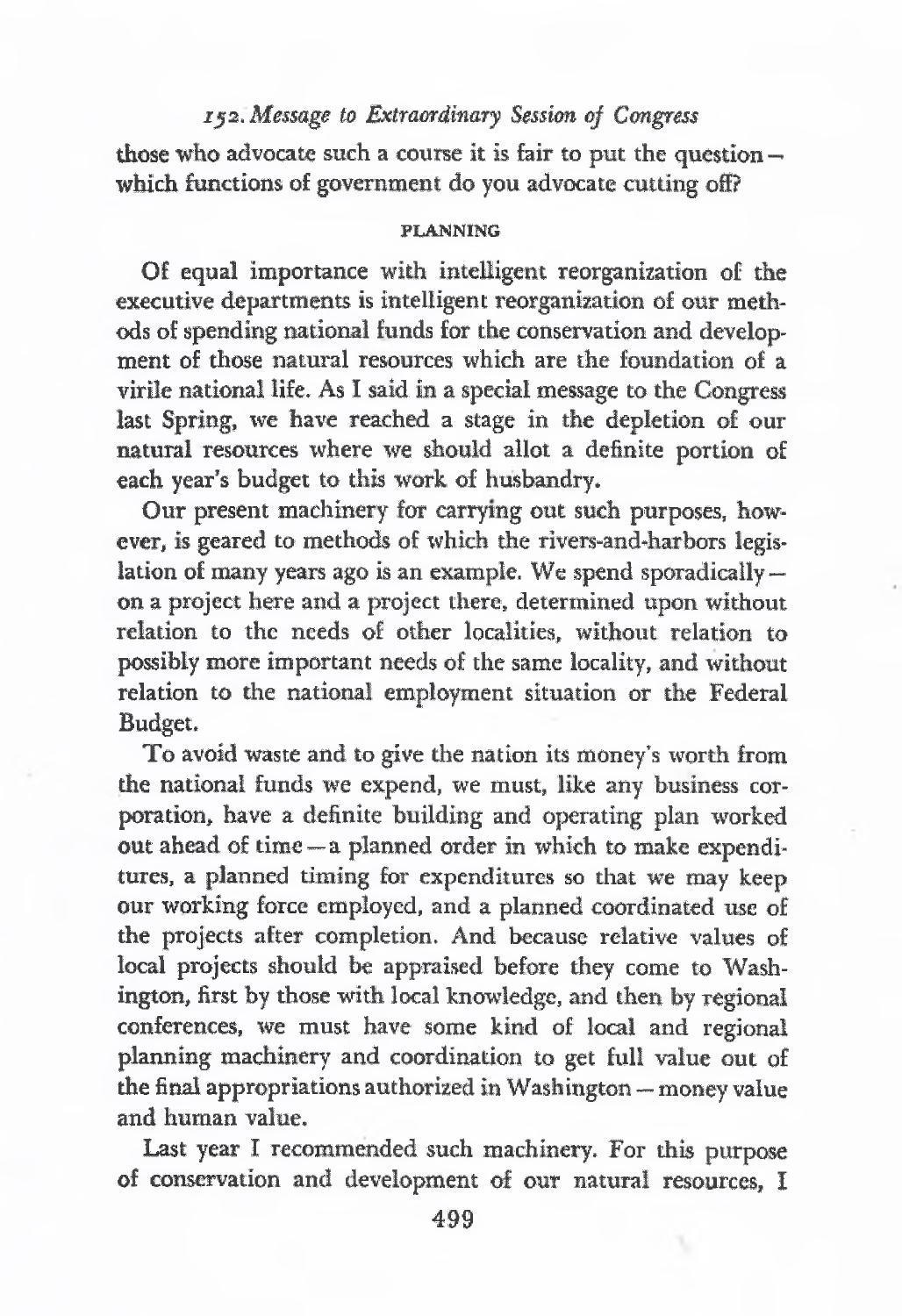those who advocate such a course it is fair to put the question — which functions of government do you advocate cutting off?

### PLANNING

Of equal importance with intelligent reorganization of the executive departments is intelligent reorganization of our methods of spending national funds for the conservation and development of those natural resources which are the foundation of a virile national life. As I said in a special message to the Congress last Spring, we have reached a stage in the depletion of our natural resources where we should allot a definite portion of each year's budget to this work of husbandry.

Our present machinery for carrying out such purposes, however, is geared to methods of which the rivers-and-harbors legislation of many years ago is an example. We spend sporadically — on a project here and a project there, determined upon without relation to the needs of other localities, without relation to possibly more important needs of the same locality, and without relation to the national employment situation or the Federal Budget.

To avoid waste and to give the nation its money's worth from the national funds we expend, we must, like any business corporation, have a definite building and operating plan worked out ahead of time — a planned order in which to make expenditures, a planned timing for expenditures so that we may keep our working force employed, and a planned coordinated use of the projects after completion. And because relative values of local projects should be appraised before they come to Washington, first by those with local knowledge, and then by regional conferences, we must have some kind of local and regional planning machinery and coordination to get full value out of the final appropriations authorized in Washington — money value and human value.

Last year I recommended such machinery. For this purpose of conservation and development of our natural resources, I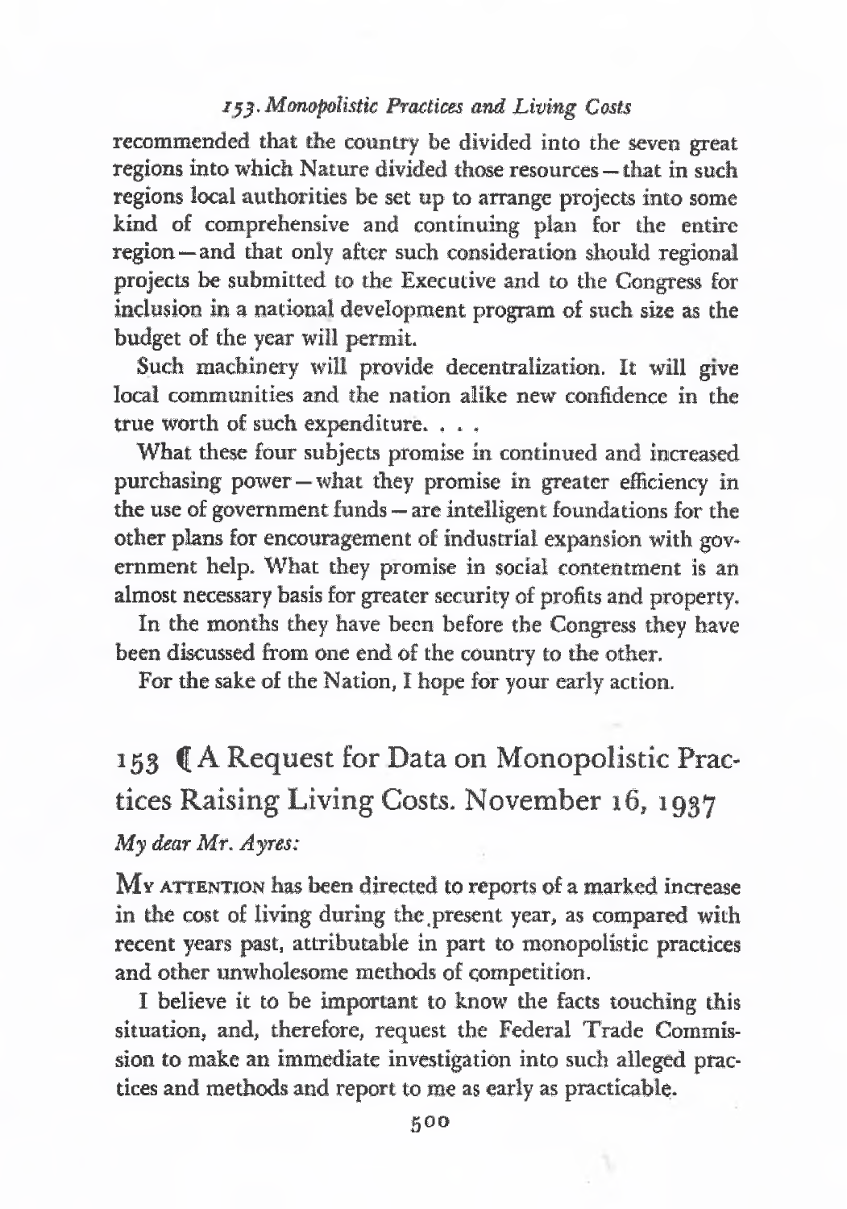recommended that the country be divided into the seven great regions into which Nature divided those resources — that in such regions local authorities be set up to arrange projects into some kind of comprehensive and continuing plan for the entire region — and that only after such consideration should regional projects be submitted to the Executive and to the Congress for inclusion in a national development program of such size as the budget of the year will permit.

Such machinery will provide decentralization. It will give local communities and the nation alike new confidence in the true worth of such expenditure. . . .

What these four subjects promise in continued and increased purchasing power — what they promise in greater efficiency in the use of government funds — are intelligent foundations for the other plans for encouragement of industrial expansion with government help. What they promise in social contentment is an almost necessary basis for greater security of profits and property.

In the months they have been before the Congress they have been discussed from one end of the country to the other.

For the sake of the Nation, I hope for your early action.

## 153 ¶ A Request for Data on Monopolistic Practices Raising Living Costs. November 16, 1937

*My dear Mr. Ayres:*

My attention has been directed to reports of a marked increase in the cost of living during the present year, as compared with recent years past, attributable in part to monopolistic practices and other unwholesome methods of competition.

I believe it to be important to know the facts touching this situation, and, therefore, request the Federal Trade Commission to make an immediate investigation into such alleged practices and methods and report to me as early as practicable.